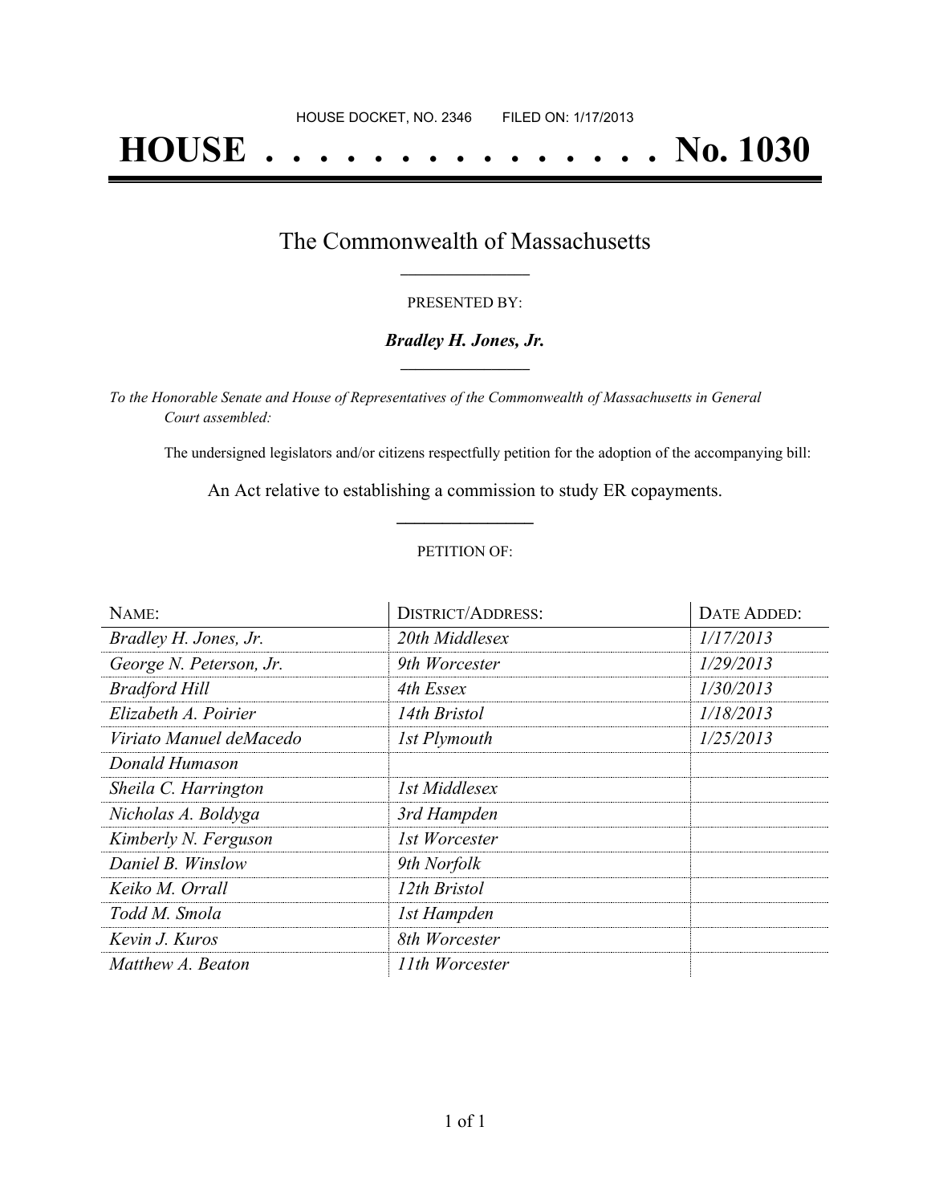HOUSE DOCKET, NO. 2346        FILED ON: 1/17/2013

# HOUSE . . . . . . . . . . . . . . . No. 1030

## The Commonwealth of Massachusetts

PRESENTED BY:

***Bradley H. Jones, Jr.***

*To the Honorable Senate and House of Representatives of the Commonwealth of Massachusetts in General Court assembled:*

The undersigned legislators and/or citizens respectfully petition for the adoption of the accompanying bill:

An Act relative to establishing a commission to study ER copayments.

PETITION OF:

| NAME: | DISTRICT/ADDRESS: | DATE ADDED: |
|---|---|---|
| *Bradley H. Jones, Jr.* | *20th Middlesex* | *1/17/2013* |
| *George N. Peterson, Jr.* | *9th Worcester* | *1/29/2013* |
| *Bradford Hill* | *4th Essex* | *1/30/2013* |
| *Elizabeth A. Poirier* | *14th Bristol* | *1/18/2013* |
| *Viriato Manuel deMacedo* | *1st Plymouth* | *1/25/2013* |
| *Donald Humason* | | |
| *Sheila C. Harrington* | *1st Middlesex* | |
| *Nicholas A. Boldyga* | *3rd Hampden* | |
| *Kimberly N. Ferguson* | *1st Worcester* | |
| *Daniel B. Winslow* | *9th Norfolk* | |
| *Keiko M. Orrall* | *12th Bristol* | |
| *Todd M. Smola* | *1st Hampden* | |
| *Kevin J. Kuros* | *8th Worcester* | |
| *Matthew A. Beaton* | *11th Worcester* | |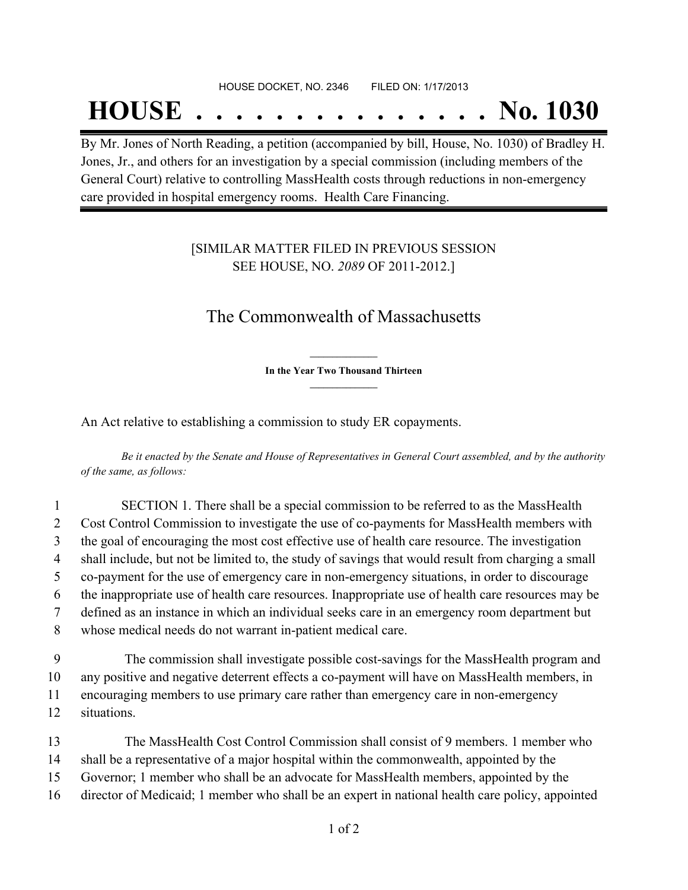HOUSE DOCKET, NO. 2346 FILED ON: 1/17/2013

# HOUSE . . . . . . . . . . . . . . . No. 1030

By Mr. Jones of North Reading, a petition (accompanied by bill, House, No. 1030) of Bradley H. Jones, Jr., and others for an investigation by a special commission (including members of the General Court) relative to controlling MassHealth costs through reductions in non-emergency care provided in hospital emergency rooms. Health Care Financing.

[SIMILAR MATTER FILED IN PREVIOUS SESSION SEE HOUSE, NO. *2089* OF 2011-2012.]

## The Commonwealth of Massachusetts

**In the Year Two Thousand Thirteen**

An Act relative to establishing a commission to study ER copayments.

*Be it enacted by the Senate and House of Representatives in General Court assembled, and by the authority of the same, as follows:*

1 SECTION 1. There shall be a special commission to be referred to as the MassHealth
2 Cost Control Commission to investigate the use of co-payments for MassHealth members with
3 the goal of encouraging the most cost effective use of health care resource. The investigation
4 shall include, but not be limited to, the study of savings that would result from charging a small
5 co-payment for the use of emergency care in non-emergency situations, in order to discourage
6 the inappropriate use of health care resources. Inappropriate use of health care resources may be
7 defined as an instance in which an individual seeks care in an emergency room department but
8 whose medical needs do not warrant in-patient medical care.

9 The commission shall investigate possible cost-savings for the MassHealth program and
10 any positive and negative deterrent effects a co-payment will have on MassHealth members, in
11 encouraging members to use primary care rather than emergency care in non-emergency
12 situations.

13 The MassHealth Cost Control Commission shall consist of 9 members. 1 member who
14 shall be a representative of a major hospital within the commonwealth, appointed by the
15 Governor; 1 member who shall be an advocate for MassHealth members, appointed by the
16 director of Medicaid; 1 member who shall be an expert in national health care policy, appointed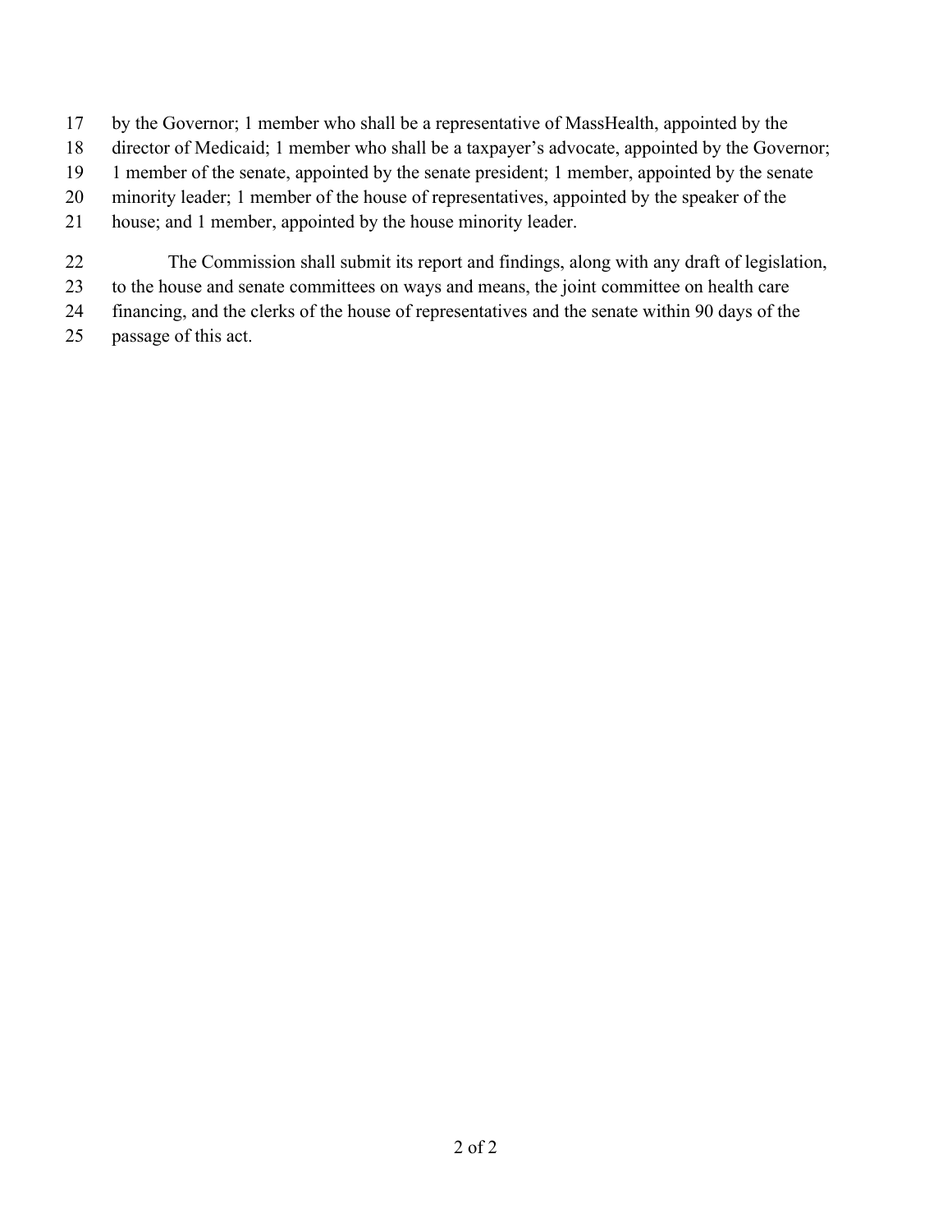by the Governor; 1 member who shall be a representative of MassHealth, appointed by the director of Medicaid; 1 member who shall be a taxpayer's advocate, appointed by the Governor; 1 member of the senate, appointed by the senate president; 1 member, appointed by the senate minority leader; 1 member of the house of representatives, appointed by the speaker of the house; and 1 member, appointed by the house minority leader.

The Commission shall submit its report and findings, along with any draft of legislation, to the house and senate committees on ways and means, the joint committee on health care financing, and the clerks of the house of representatives and the senate within 90 days of the passage of this act.